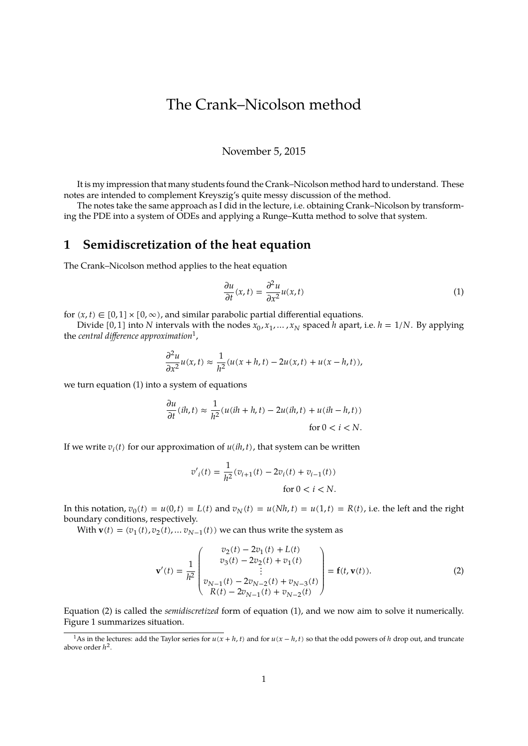# The Crank–Nicolson method

November 5, 2015

It is my impression that many students found the Crank–Nicolson method hard to understand. These notes are intended to complement Kreyszig's quite messy discussion of the method.

The notes take the same approach as I did in the lecture, i.e. obtaining Crank–Nicolson by transforming the PDE into a system of ODEs and applying a Runge–Kutta method to solve that system.

## 1 Semidiscretization of the heat equation

The Crank–Nicolson method applies to the heat equation

$$\frac{\partial u}{\partial t}(x,t) = \frac{\partial^2 u}{\partial x^2}u(x,t) \tag{1}$$

for $(x,t) \in [0,1] \times [0,\infty)$, and similar parabolic partial differential equations.

Divide $[0,1]$ into $N$ intervals with the nodes $x_0, x_1, \dots, x_N$ spaced $h$ apart, i.e. $h = 1/N$. By applying the *central difference approximation*[1],

$$\frac{\partial^2 u}{\partial x^2}u(x,t) \approx \frac{1}{h^2}(u(x+h,t) - 2u(x,t) + u(x-h,t)),$$

we turn equation (1) into a system of equations

$$\frac{\partial u}{\partial t}(ih,t) \approx \frac{1}{h^2}(u(ih+h,t) - 2u(ih,t) + u(ih-h,t)) \qquad \text{for } 0 < i < N.$$

If we write $v_i(t)$ for our approximation of $u(ih,t)$, that system can be written

$$v'_i(t) = \frac{1}{h^2}(v_{i+1}(t) - 2v_i(t) + v_{i-1}(t)) \qquad \text{for } 0 < i < N.$$

In this notation, $v_0(t) = u(0,t) = L(t)$ and $v_N(t) = u(Nh,t) = u(1,t) = R(t)$, i.e. the left and the right boundary conditions, respectively.

With $\mathbf{v}(t) = (v_1(t), v_2(t), \dots v_{N-1}(t))$ we can thus write the system as

$$\mathbf{v}'(t) = \frac{1}{h^2}\begin{pmatrix} v_2(t) - 2v_1(t) + L(t) \\ v_3(t) - 2v_2(t) + v_1(t) \\ \vdots \\ v_{N-1}(t) - 2v_{N-2}(t) + v_{N-3}(t) \\ R(t) - 2v_{N-1}(t) + v_{N-2}(t) \end{pmatrix} = \mathbf{f}(t, \mathbf{v}(t)). \tag{2}$$

Equation (2) is called the *semidiscretized* form of equation (1), and we now aim to solve it numerically. Figure 1 summarizes situation.

[1] As in the lectures: add the Taylor series for $u(x+h,t)$ and for $u(x-h,t)$ so that the odd powers of $h$ drop out, and truncate above order $h^2$.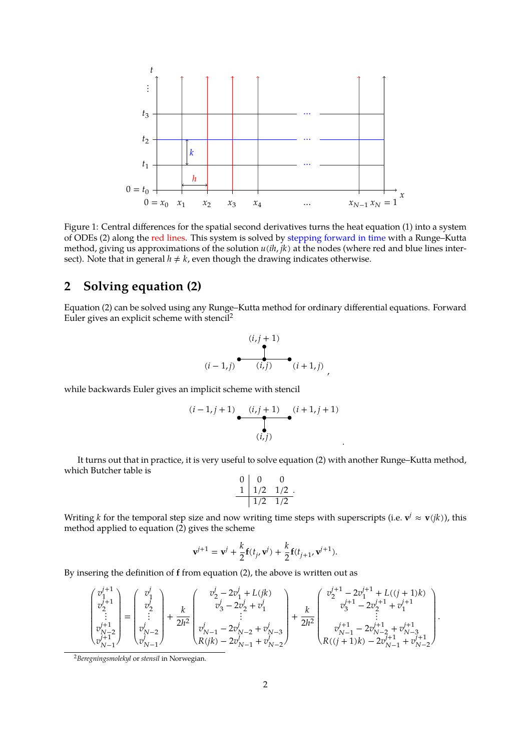Figure 1: Central differences for the spatial second derivatives turns the heat equation (1) into a system of ODEs (2) along the red lines. This system is solved by stepping forward in time with a Runge–Kutta method, giving us approximations of the solution $u(ih, jk)$ at the nodes (where red and blue lines intersect). Note that in general $h \neq k$, even though the drawing indicates otherwise.

## 2 Solving equation (2)

Equation (2) can be solved using any Runge–Kutta method for ordinary differential equations. Forward Euler gives an explicit scheme with stencil[2]

$(i, j+1)$; $(i-1, j)$, $(i, j)$, $(i+1, j)$,

while backwards Euler gives an implicit scheme with stencil

$(i-1, j+1)$, $(i, j+1)$, $(i+1, j+1)$; $(i, j)$.

It turns out that in practice, it is very useful to solve equation (2) with another Runge–Kutta method, which Butcher table is

$$\begin{array}{c|cc} 0 & 0 & 0 \\ 1 & 1/2 & 1/2 \\ \hline & 1/2 & 1/2 \end{array}.$$

Writing $k$ for the temporal step size and now writing time steps with superscripts (i.e. $\mathbf{v}^j \approx \mathbf{v}(jk)$), this method applied to equation (2) gives the scheme

$$\mathbf{v}^{j+1} = \mathbf{v}^j + \frac{k}{2}\mathbf{f}(t_j, \mathbf{v}^j) + \frac{k}{2}\mathbf{f}(t_{j+1}, \mathbf{v}^{j+1}).$$

By insering the definition of $\mathbf{f}$ from equation (2), the above is written out as

$$\begin{pmatrix} v_1^{j+1} \\ v_2^{j+1} \\ \vdots \\ v_{N-2}^{j+1} \\ v_{N-1}^{j+1} \end{pmatrix} = \begin{pmatrix} v_1^{j} \\ v_2^{j} \\ \vdots \\ v_{N-2}^{j} \\ v_{N-1}^{j} \end{pmatrix} + \frac{k}{2h^2}\begin{pmatrix} v_2^j - 2v_1^j + L(jk) \\ v_3^j - 2v_2^j + v_1^j \\ \vdots \\ v_{N-1}^j - 2v_{N-2}^j + v_{N-3}^j \\ R(jk) - 2v_{N-1}^j + v_{N-2}^j \end{pmatrix} + \frac{k}{2h^2}\begin{pmatrix} v_2^{j+1} - 2v_1^{j+1} + L((j+1)k) \\ v_3^{j+1} - 2v_2^{j+1} + v_1^{j+1} \\ \vdots \\ v_{N-1}^{j+1} - 2v_{N-2}^{j+1} + v_{N-3}^{j+1} \\ R((j+1)k) - 2v_{N-1}^{j+1} + v_{N-2}^{j+1} \end{pmatrix}.$$

[2] *Beregningsmolekyl* or *stensil* in Norwegian.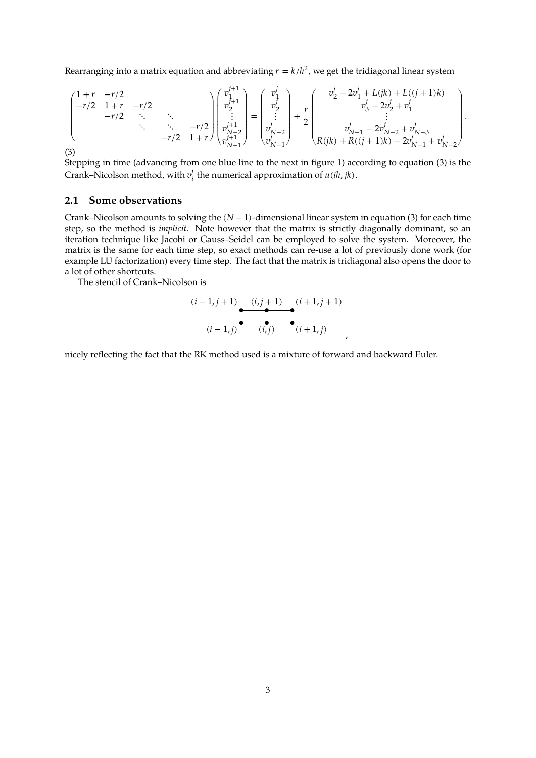Rearranging into a matrix equation and abbreviating $r = k/h^2$, we get the tridiagonal linear system

$$
\begin{pmatrix}
1+r & -r/2 & & & \\
-r/2 & 1+r & -r/2 & & \\
& -r/2 & \ddots & \ddots & \\
& & \ddots & \ddots & -r/2 \\
& & & -r/2 & 1+r
\end{pmatrix}
\begin{pmatrix}
v_1^{j+1} \\ v_2^{j+1} \\ \vdots \\ v_{N-2}^{j+1} \\ v_{N-1}^{j+1}
\end{pmatrix}
=
\begin{pmatrix}
v_1^{j} \\ v_2^{j} \\ \vdots \\ v_{N-2}^{j} \\ v_{N-1}^{j}
\end{pmatrix}
+ \frac{r}{2}
\begin{pmatrix}
v_2^j - 2v_1^j + L(jk) + L((j+1)k) \\
v_3^j - 2v_2^j + v_1^j \\
\vdots \\
v_{N-1}^j - 2v_{N-2}^j + v_{N-3}^j \\
R(jk) + R((j+1)k) - 2v_{N-1}^j + v_{N-2}^j
\end{pmatrix}.
\tag{3}
$$

Stepping in time (advancing from one blue line to the next in figure 1) according to equation (3) is the Crank–Nicolson method, with $v_i^j$ the numerical approximation of $u(ih, jk)$.

## 2.1 Some observations

Crank–Nicolson amounts to solving the $(N-1)$-dimensional linear system in equation (3) for each time step, so the method is *implicit*. Note however that the matrix is strictly diagonally dominant, so an iteration technique like Jacobi or Gauss–Seidel can be employed to solve the system. Moreover, the matrix is the same for each time step, so exact methods can re-use a lot of previously done work (for example LU factorization) every time step. The fact that the matrix is tridiagonal also opens the door to a lot of other shortcuts.

The stencil of Crank–Nicolson is

$(i-1, j+1)$ $(i, j+1)$ $(i+1, j+1)$

$(i-1, j)$ $(i, j)$ $(i+1, j)$ ,

nicely reflecting the fact that the RK method used is a mixture of forward and backward Euler.